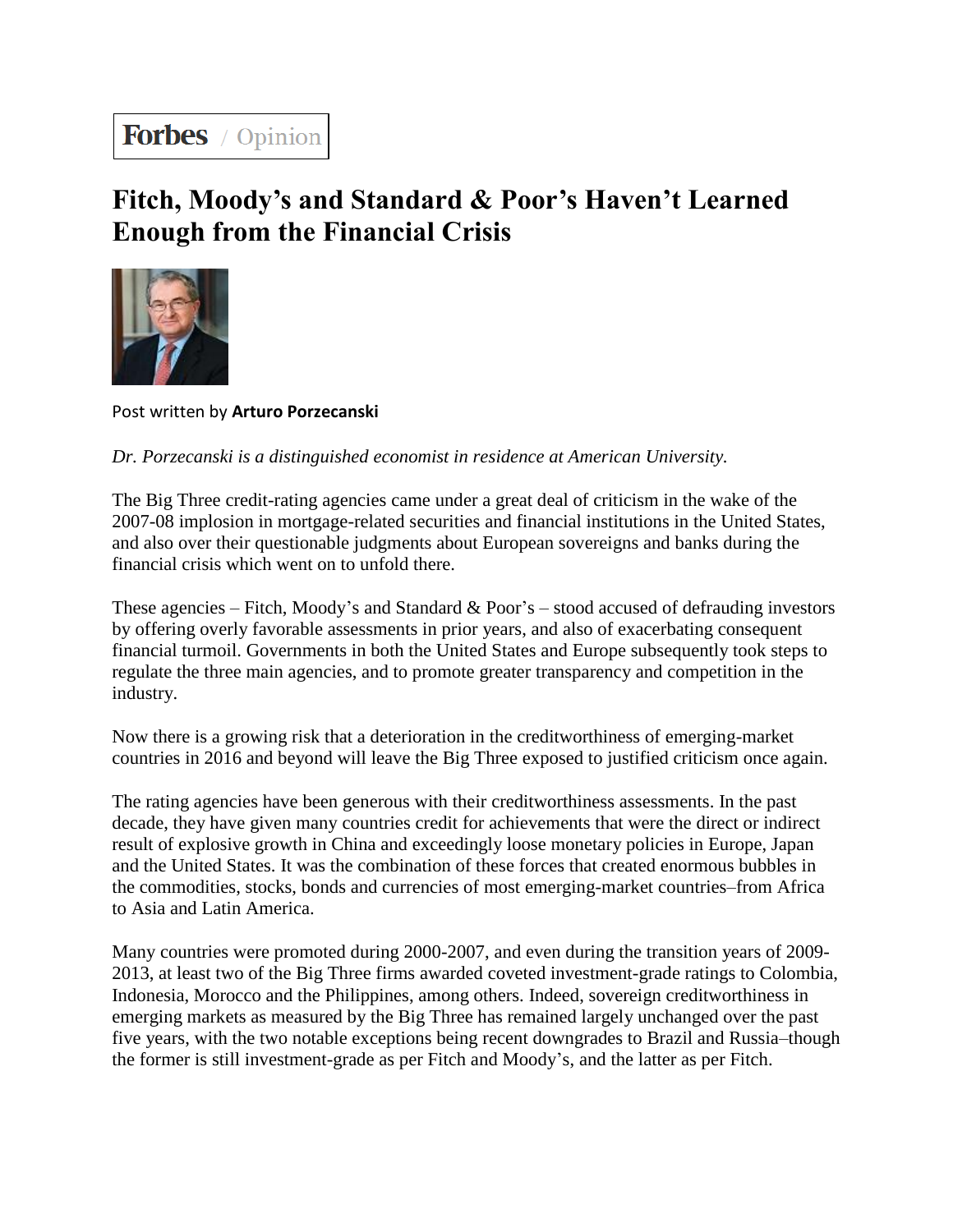Forbes / Opinion

# Fitch, Moody's and Standard & Poor's Haven't Learned Enough from the Financial Crisis

Post written by **Arturo Porzecanski**

*Dr. Porzecanski is a distinguished economist in residence at American University.*

The Big Three credit-rating agencies came under a great deal of criticism in the wake of the 2007-08 implosion in mortgage-related securities and financial institutions in the United States, and also over their questionable judgments about European sovereigns and banks during the financial crisis which went on to unfold there.

These agencies – Fitch, Moody's and Standard & Poor's – stood accused of defrauding investors by offering overly favorable assessments in prior years, and also of exacerbating consequent financial turmoil. Governments in both the United States and Europe subsequently took steps to regulate the three main agencies, and to promote greater transparency and competition in the industry.

Now there is a growing risk that a deterioration in the creditworthiness of emerging-market countries in 2016 and beyond will leave the Big Three exposed to justified criticism once again.

The rating agencies have been generous with their creditworthiness assessments. In the past decade, they have given many countries credit for achievements that were the direct or indirect result of explosive growth in China and exceedingly loose monetary policies in Europe, Japan and the United States. It was the combination of these forces that created enormous bubbles in the commodities, stocks, bonds and currencies of most emerging-market countries–from Africa to Asia and Latin America.

Many countries were promoted during 2000-2007, and even during the transition years of 2009-2013, at least two of the Big Three firms awarded coveted investment-grade ratings to Colombia, Indonesia, Morocco and the Philippines, among others. Indeed, sovereign creditworthiness in emerging markets as measured by the Big Three has remained largely unchanged over the past five years, with the two notable exceptions being recent downgrades to Brazil and Russia–though the former is still investment-grade as per Fitch and Moody's, and the latter as per Fitch.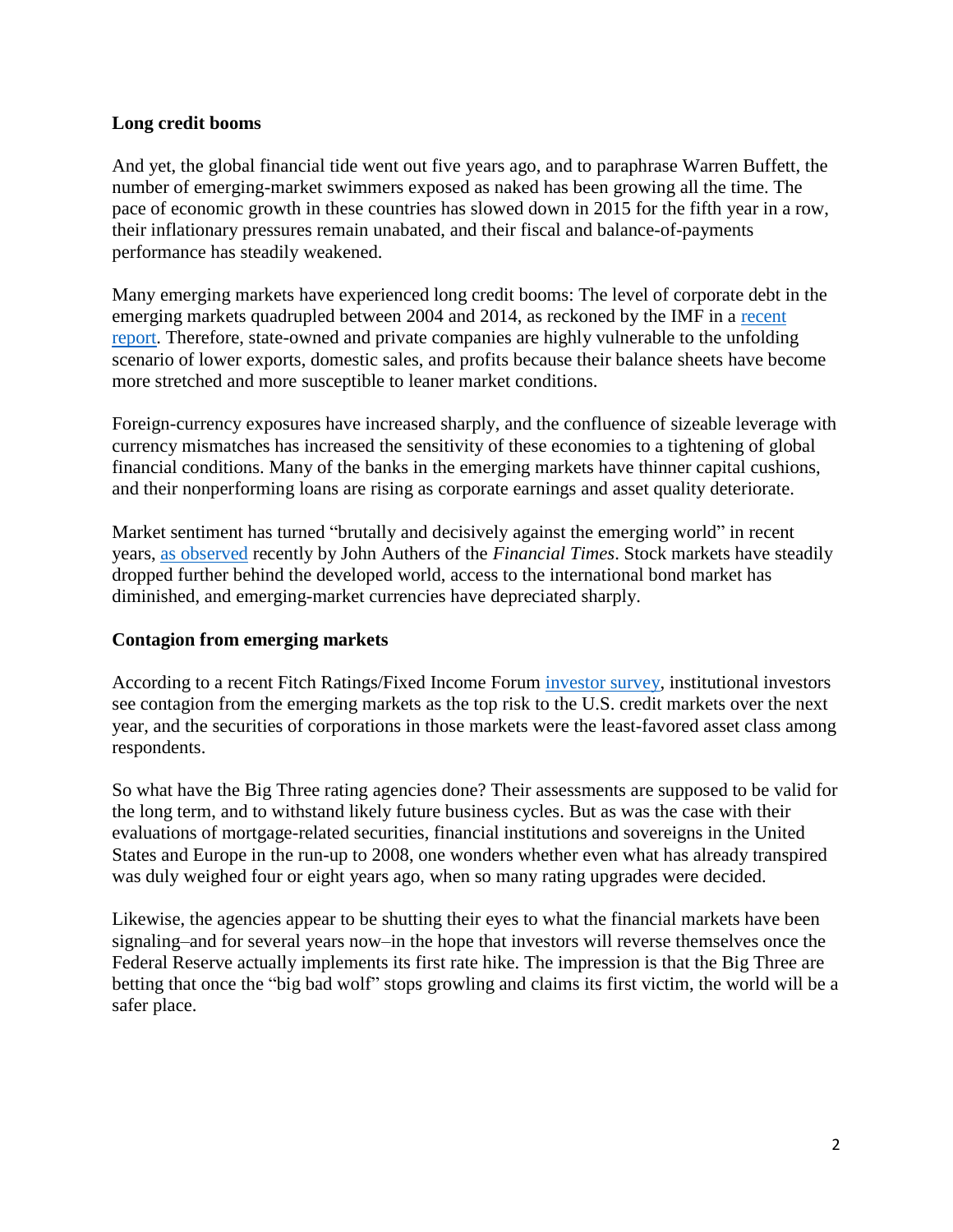**Long credit booms**

And yet, the global financial tide went out five years ago, and to paraphrase Warren Buffett, the number of emerging-market swimmers exposed as naked has been growing all the time. The pace of economic growth in these countries has slowed down in 2015 for the fifth year in a row, their inflationary pressures remain unabated, and their fiscal and balance-of-payments performance has steadily weakened.

Many emerging markets have experienced long credit booms: The level of corporate debt in the emerging markets quadrupled between 2004 and 2014, as reckoned by the IMF in a recent report. Therefore, state-owned and private companies are highly vulnerable to the unfolding scenario of lower exports, domestic sales, and profits because their balance sheets have become more stretched and more susceptible to leaner market conditions.

Foreign-currency exposures have increased sharply, and the confluence of sizeable leverage with currency mismatches has increased the sensitivity of these economies to a tightening of global financial conditions. Many of the banks in the emerging markets have thinner capital cushions, and their nonperforming loans are rising as corporate earnings and asset quality deteriorate.

Market sentiment has turned "brutally and decisively against the emerging world" in recent years, as observed recently by John Authers of the *Financial Times*. Stock markets have steadily dropped further behind the developed world, access to the international bond market has diminished, and emerging-market currencies have depreciated sharply.

**Contagion from emerging markets**

According to a recent Fitch Ratings/Fixed Income Forum investor survey, institutional investors see contagion from the emerging markets as the top risk to the U.S. credit markets over the next year, and the securities of corporations in those markets were the least-favored asset class among respondents.

So what have the Big Three rating agencies done? Their assessments are supposed to be valid for the long term, and to withstand likely future business cycles. But as was the case with their evaluations of mortgage-related securities, financial institutions and sovereigns in the United States and Europe in the run-up to 2008, one wonders whether even what has already transpired was duly weighed four or eight years ago, when so many rating upgrades were decided.

Likewise, the agencies appear to be shutting their eyes to what the financial markets have been signaling–and for several years now–in the hope that investors will reverse themselves once the Federal Reserve actually implements its first rate hike. The impression is that the Big Three are betting that once the "big bad wolf" stops growling and claims its first victim, the world will be a safer place.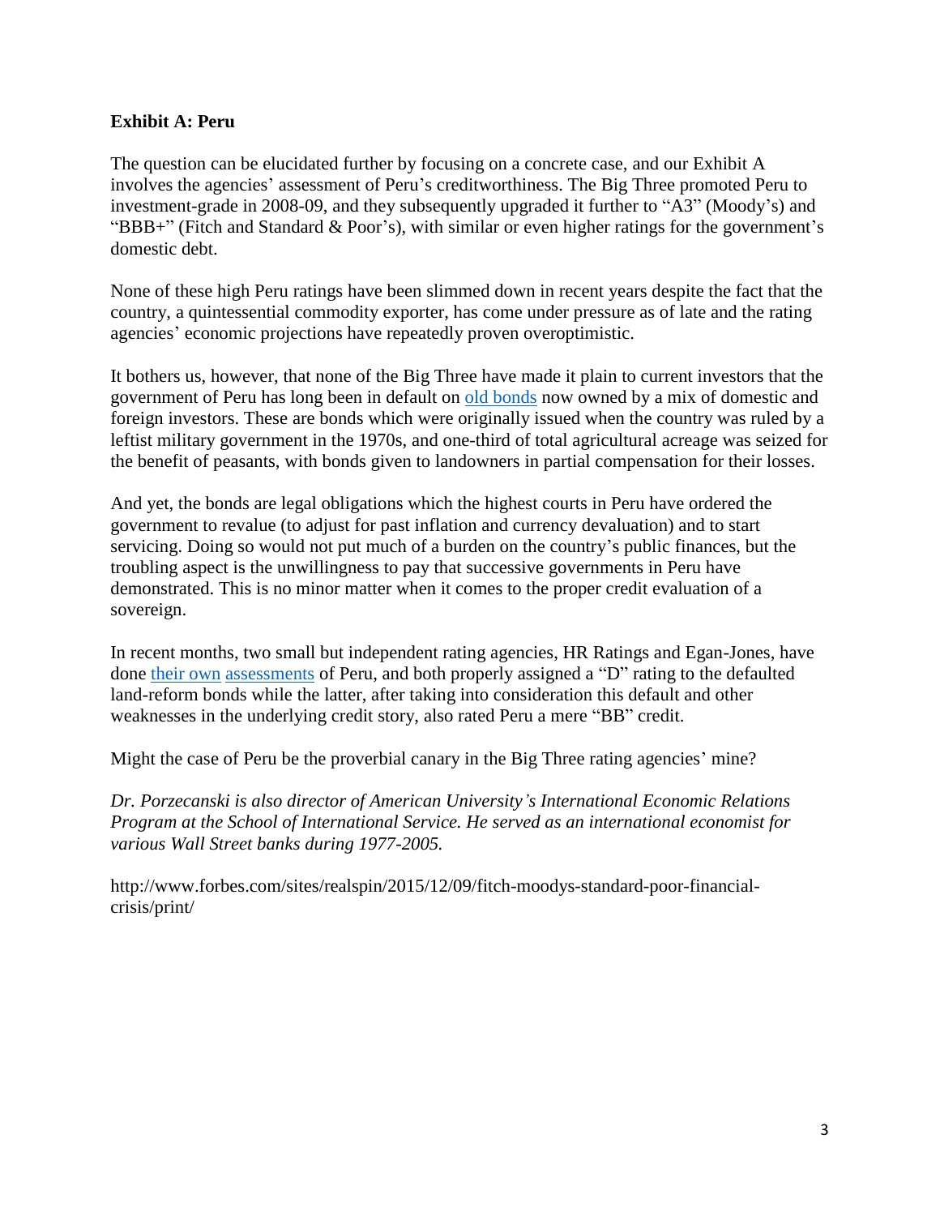**Exhibit A: Peru**

The question can be elucidated further by focusing on a concrete case, and our Exhibit A involves the agencies' assessment of Peru's creditworthiness. The Big Three promoted Peru to investment-grade in 2008-09, and they subsequently upgraded it further to "A3" (Moody's) and "BBB+" (Fitch and Standard & Poor's), with similar or even higher ratings for the government's domestic debt.

None of these high Peru ratings have been slimmed down in recent years despite the fact that the country, a quintessential commodity exporter, has come under pressure as of late and the rating agencies' economic projections have repeatedly proven overoptimistic.

It bothers us, however, that none of the Big Three have made it plain to current investors that the government of Peru has long been in default on old bonds now owned by a mix of domestic and foreign investors. These are bonds which were originally issued when the country was ruled by a leftist military government in the 1970s, and one-third of total agricultural acreage was seized for the benefit of peasants, with bonds given to landowners in partial compensation for their losses.

And yet, the bonds are legal obligations which the highest courts in Peru have ordered the government to revalue (to adjust for past inflation and currency devaluation) and to start servicing. Doing so would not put much of a burden on the country's public finances, but the troubling aspect is the unwillingness to pay that successive governments in Peru have demonstrated. This is no minor matter when it comes to the proper credit evaluation of a sovereign.

In recent months, two small but independent rating agencies, HR Ratings and Egan-Jones, have done their own assessments of Peru, and both properly assigned a "D" rating to the defaulted land-reform bonds while the latter, after taking into consideration this default and other weaknesses in the underlying credit story, also rated Peru a mere "BB" credit.

Might the case of Peru be the proverbial canary in the Big Three rating agencies' mine?

*Dr. Porzecanski is also director of American University's International Economic Relations Program at the School of International Service. He served as an international economist for various Wall Street banks during 1977-2005.*

http://www.forbes.com/sites/realspin/2015/12/09/fitch-moodys-standard-poor-financial-crisis/print/